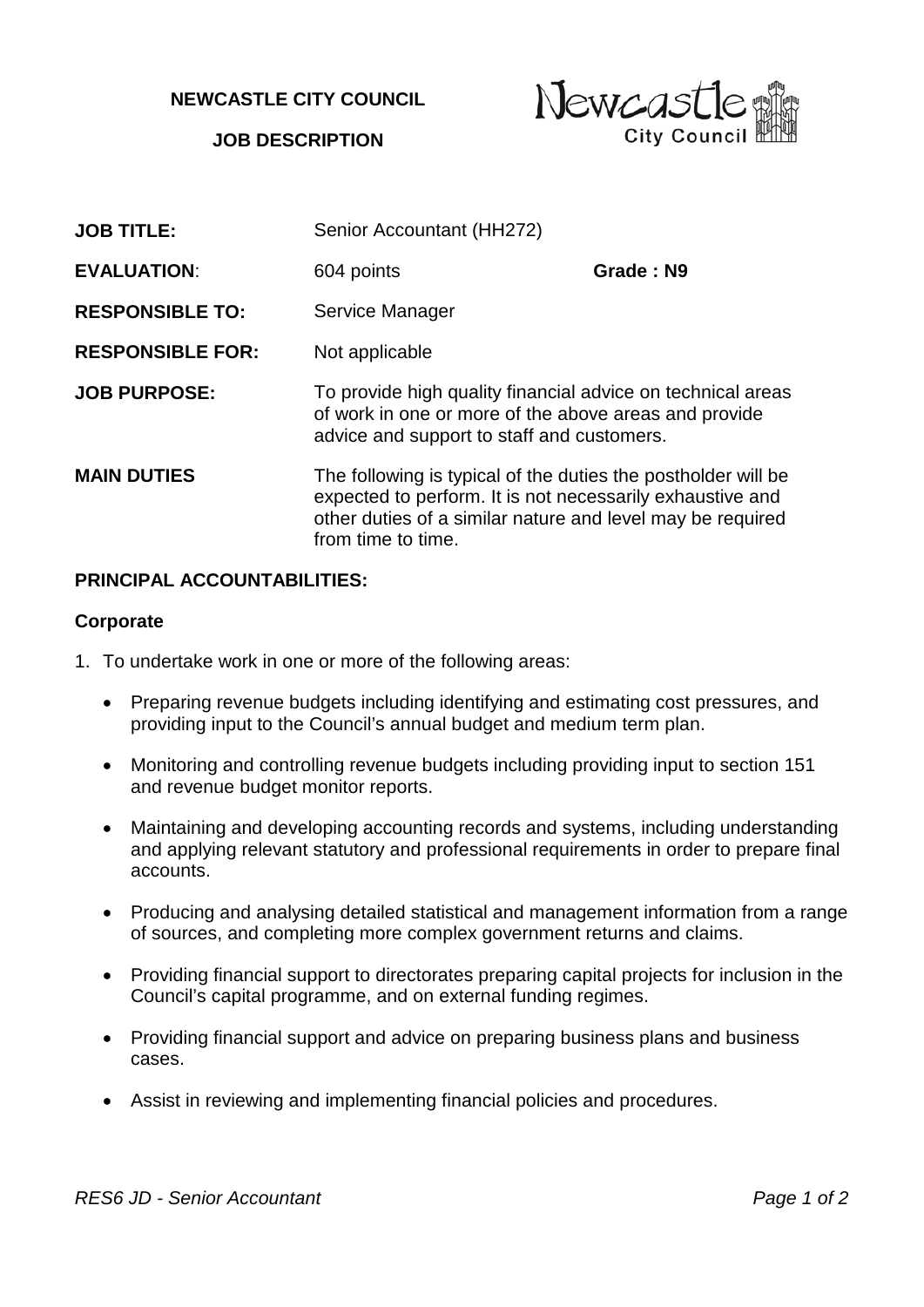**NEWCASTLE CITY COUNCIL**

**JOB DESCRIPTION**

| | | |
|---|---|---|
| **JOB TITLE:** | Senior Accountant (HH272) | |
| **EVALUATION**: | 604 points | **Grade : N9** |
| **RESPONSIBLE TO:** | Service Manager | |
| **RESPONSIBLE FOR:** | Not applicable | |
| **JOB PURPOSE:** | To provide high quality financial advice on technical areas of work in one or more of the above areas and provide advice and support to staff and customers. | |
| **MAIN DUTIES** | The following is typical of the duties the postholder will be expected to perform. It is not necessarily exhaustive and other duties of a similar nature and level may be required from time to time. | |

## PRINCIPAL ACCOUNTABILITIES:

### Corporate

1. To undertake work in one or more of the following areas:

   - Preparing revenue budgets including identifying and estimating cost pressures, and providing input to the Council's annual budget and medium term plan.
   - Monitoring and controlling revenue budgets including providing input to section 151 and revenue budget monitor reports.
   - Maintaining and developing accounting records and systems, including understanding and applying relevant statutory and professional requirements in order to prepare final accounts.
   - Producing and analysing detailed statistical and management information from a range of sources, and completing more complex government returns and claims.
   - Providing financial support to directorates preparing capital projects for inclusion in the Council's capital programme, and on external funding regimes.
   - Providing financial support and advice on preparing business plans and business cases.
   - Assist in reviewing and implementing financial policies and procedures.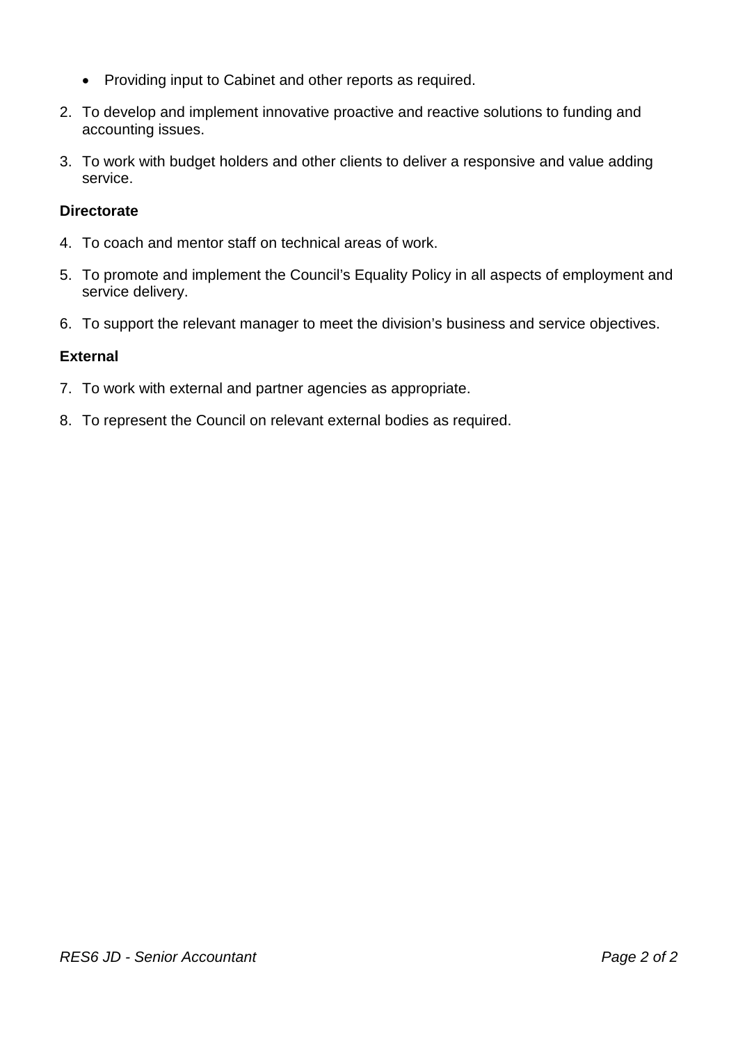- Providing input to Cabinet and other reports as required.

2. To develop and implement innovative proactive and reactive solutions to funding and accounting issues.
3. To work with budget holders and other clients to deliver a responsive and value adding service.

**Directorate**

4. To coach and mentor staff on technical areas of work.
5. To promote and implement the Council's Equality Policy in all aspects of employment and service delivery.
6. To support the relevant manager to meet the division's business and service objectives.

**External**

7. To work with external and partner agencies as appropriate.
8. To represent the Council on relevant external bodies as required.